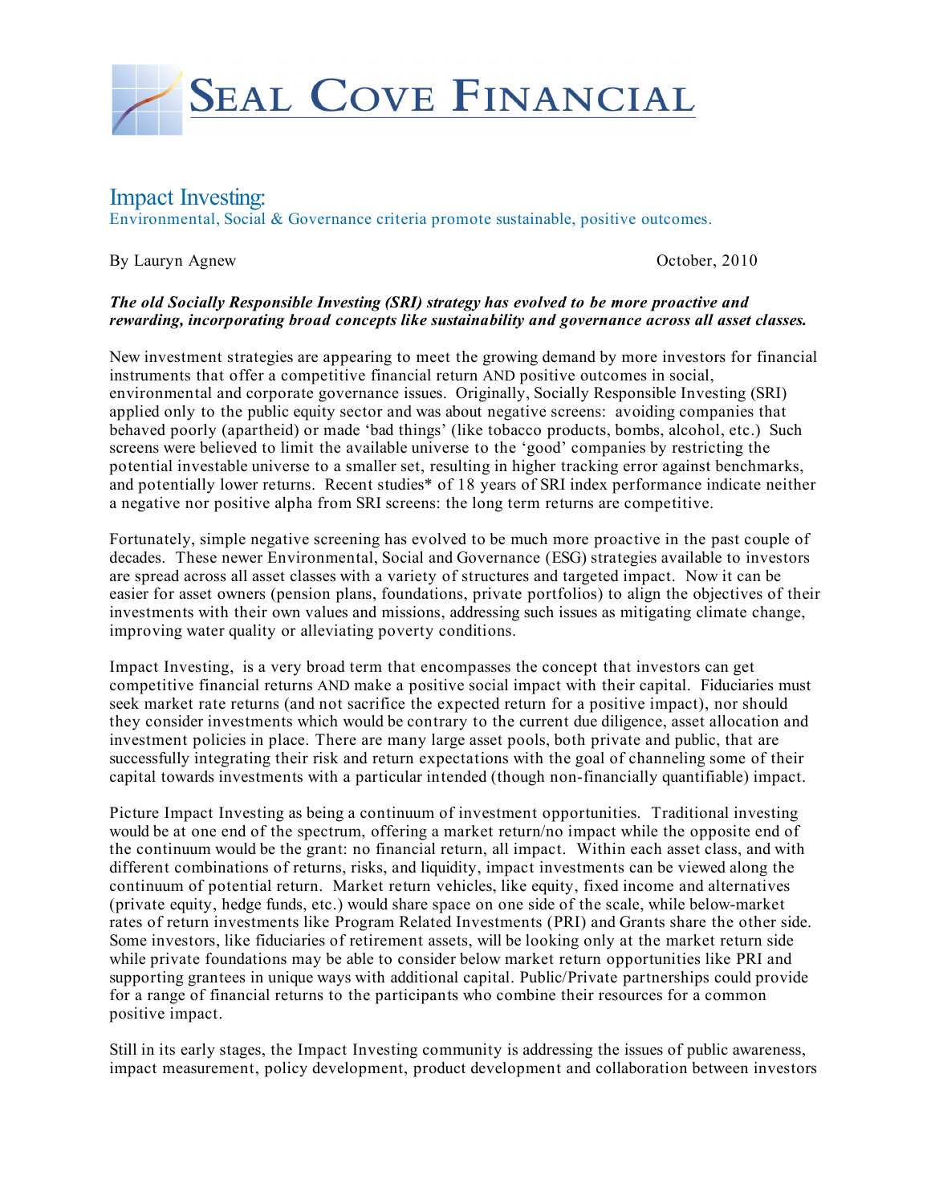# Seal Cove Financial

## Impact Investing:

Environmental, Social & Governance criteria promote sustainable, positive outcomes.

By Lauryn Agnew October, 2010

***The old Socially Responsible Investing (SRI) strategy has evolved to be more proactive and rewarding, incorporating broad concepts like sustainability and governance across all asset classes.***

New investment strategies are appearing to meet the growing demand by more investors for financial instruments that offer a competitive financial return AND positive outcomes in social, environmental and corporate governance issues. Originally, Socially Responsible Investing (SRI) applied only to the public equity sector and was about negative screens: avoiding companies that behaved poorly (apartheid) or made 'bad things' (like tobacco products, bombs, alcohol, etc.) Such screens were believed to limit the available universe to the 'good' companies by restricting the potential investable universe to a smaller set, resulting in higher tracking error against benchmarks, and potentially lower returns. Recent studies* of 18 years of SRI index performance indicate neither a negative nor positive alpha from SRI screens: the long term returns are competitive.

Fortunately, simple negative screening has evolved to be much more proactive in the past couple of decades. These newer Environmental, Social and Governance (ESG) strategies available to investors are spread across all asset classes with a variety of structures and targeted impact. Now it can be easier for asset owners (pension plans, foundations, private portfolios) to align the objectives of their investments with their own values and missions, addressing such issues as mitigating climate change, improving water quality or alleviating poverty conditions.

Impact Investing, is a very broad term that encompasses the concept that investors can get competitive financial returns AND make a positive social impact with their capital. Fiduciaries must seek market rate returns (and not sacrifice the expected return for a positive impact), nor should they consider investments which would be contrary to the current due diligence, asset allocation and investment policies in place. There are many large asset pools, both private and public, that are successfully integrating their risk and return expectations with the goal of channeling some of their capital towards investments with a particular intended (though non-financially quantifiable) impact.

Picture Impact Investing as being a continuum of investment opportunities. Traditional investing would be at one end of the spectrum, offering a market return/no impact while the opposite end of the continuum would be the grant: no financial return, all impact. Within each asset class, and with different combinations of returns, risks, and liquidity, impact investments can be viewed along the continuum of potential return. Market return vehicles, like equity, fixed income and alternatives (private equity, hedge funds, etc.) would share space on one side of the scale, while below-market rates of return investments like Program Related Investments (PRI) and Grants share the other side. Some investors, like fiduciaries of retirement assets, will be looking only at the market return side while private foundations may be able to consider below market return opportunities like PRI and supporting grantees in unique ways with additional capital. Public/Private partnerships could provide for a range of financial returns to the participants who combine their resources for a common positive impact.

Still in its early stages, the Impact Investing community is addressing the issues of public awareness, impact measurement, policy development, product development and collaboration between investors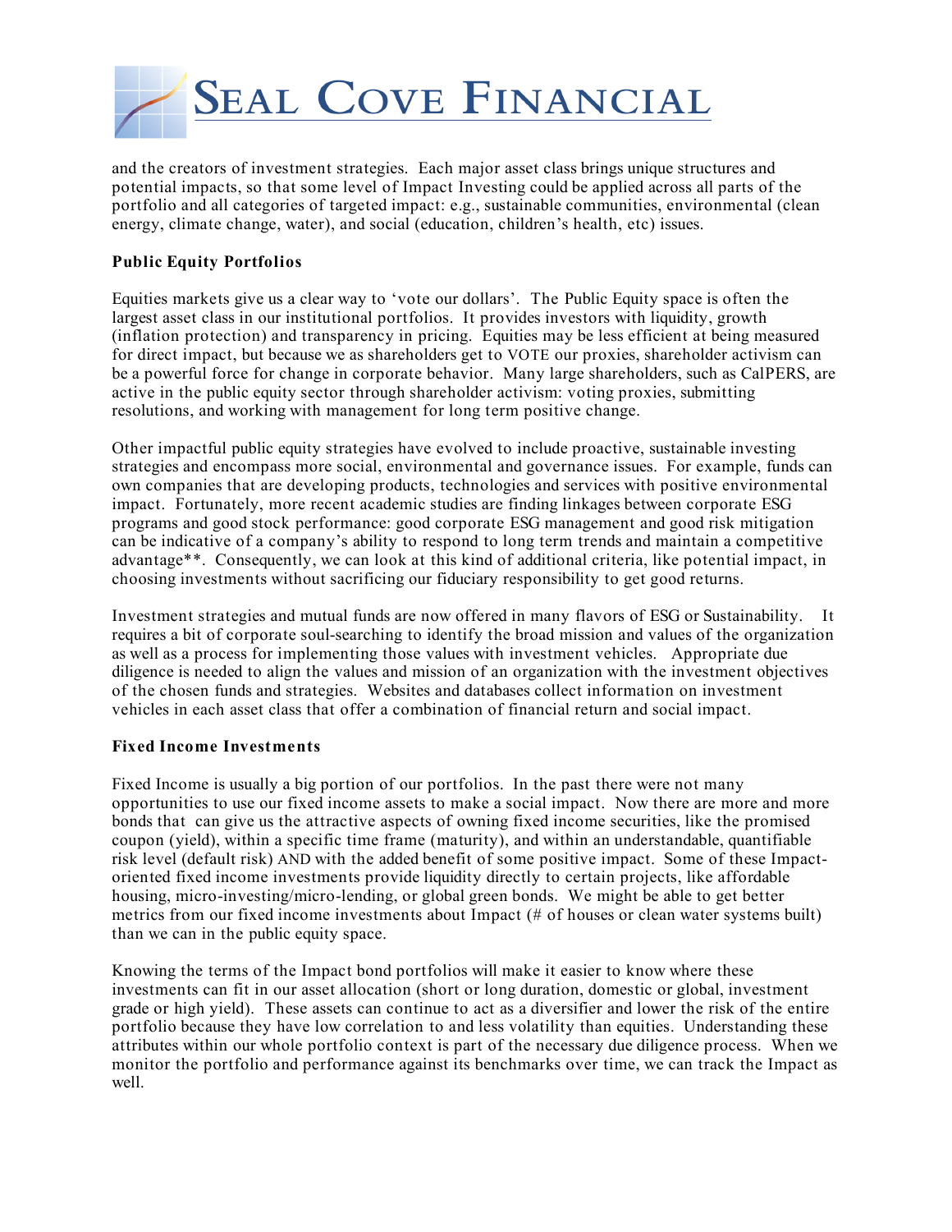and the creators of investment strategies. Each major asset class brings unique structures and potential impacts, so that some level of Impact Investing could be applied across all parts of the portfolio and all categories of targeted impact: e.g., sustainable communities, environmental (clean energy, climate change, water), and social (education, children's health, etc) issues.

**Public Equity Portfolios**

Equities markets give us a clear way to 'vote our dollars'. The Public Equity space is often the largest asset class in our institutional portfolios. It provides investors with liquidity, growth (inflation protection) and transparency in pricing. Equities may be less efficient at being measured for direct impact, but because we as shareholders get to VOTE our proxies, shareholder activism can be a powerful force for change in corporate behavior. Many large shareholders, such as CalPERS, are active in the public equity sector through shareholder activism: voting proxies, submitting resolutions, and working with management for long term positive change.

Other impactful public equity strategies have evolved to include proactive, sustainable investing strategies and encompass more social, environmental and governance issues. For example, funds can own companies that are developing products, technologies and services with positive environmental impact. Fortunately, more recent academic studies are finding linkages between corporate ESG programs and good stock performance: good corporate ESG management and good risk mitigation can be indicative of a company's ability to respond to long term trends and maintain a competitive advantage**. Consequently, we can look at this kind of additional criteria, like potential impact, in choosing investments without sacrificing our fiduciary responsibility to get good returns.

Investment strategies and mutual funds are now offered in many flavors of ESG or Sustainability. It requires a bit of corporate soul-searching to identify the broad mission and values of the organization as well as a process for implementing those values with investment vehicles. Appropriate due diligence is needed to align the values and mission of an organization with the investment objectives of the chosen funds and strategies. Websites and databases collect information on investment vehicles in each asset class that offer a combination of financial return and social impact.

**Fixed Income Investments**

Fixed Income is usually a big portion of our portfolios. In the past there were not many opportunities to use our fixed income assets to make a social impact. Now there are more and more bonds that can give us the attractive aspects of owning fixed income securities, like the promised coupon (yield), within a specific time frame (maturity), and within an understandable, quantifiable risk level (default risk) AND with the added benefit of some positive impact. Some of these Impact-oriented fixed income investments provide liquidity directly to certain projects, like affordable housing, micro-investing/micro-lending, or global green bonds. We might be able to get better metrics from our fixed income investments about Impact (# of houses or clean water systems built) than we can in the public equity space.

Knowing the terms of the Impact bond portfolios will make it easier to know where these investments can fit in our asset allocation (short or long duration, domestic or global, investment grade or high yield). These assets can continue to act as a diversifier and lower the risk of the entire portfolio because they have low correlation to and less volatility than equities. Understanding these attributes within our whole portfolio context is part of the necessary due diligence process. When we monitor the portfolio and performance against its benchmarks over time, we can track the Impact as well.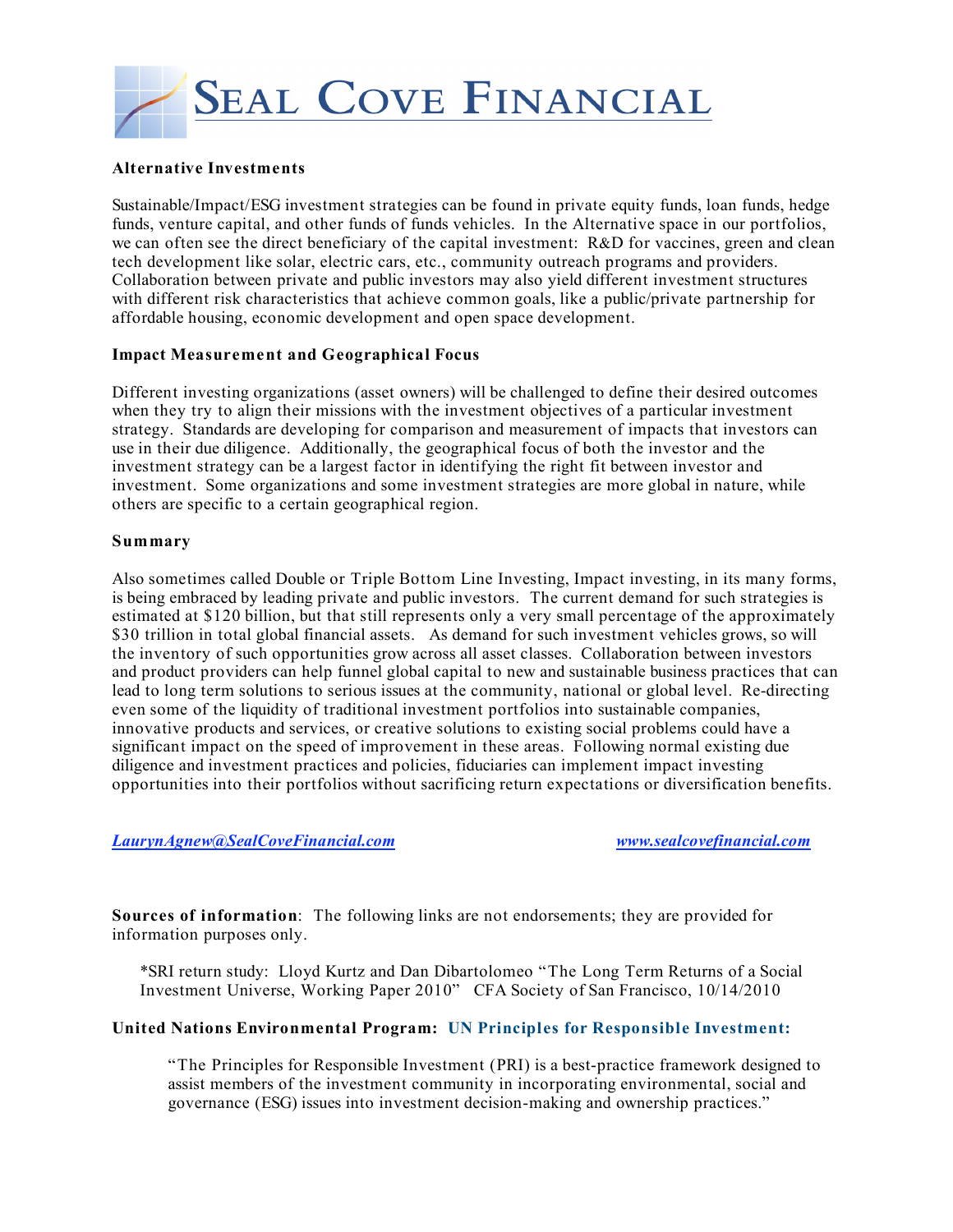# Seal Cove Financial

**Alternative Investments**

Sustainable/Impact/ESG investment strategies can be found in private equity funds, loan funds, hedge funds, venture capital, and other funds of funds vehicles. In the Alternative space in our portfolios, we can often see the direct beneficiary of the capital investment: R&D for vaccines, green and clean tech development like solar, electric cars, etc., community outreach programs and providers. Collaboration between private and public investors may also yield different investment structures with different risk characteristics that achieve common goals, like a public/private partnership for affordable housing, economic development and open space development.

**Impact Measurement and Geographical Focus**

Different investing organizations (asset owners) will be challenged to define their desired outcomes when they try to align their missions with the investment objectives of a particular investment strategy. Standards are developing for comparison and measurement of impacts that investors can use in their due diligence. Additionally, the geographical focus of both the investor and the investment strategy can be a largest factor in identifying the right fit between investor and investment. Some organizations and some investment strategies are more global in nature, while others are specific to a certain geographical region.

**Summary**

Also sometimes called Double or Triple Bottom Line Investing, Impact investing, in its many forms, is being embraced by leading private and public investors. The current demand for such strategies is estimated at $120 billion, but that still represents only a very small percentage of the approximately $30 trillion in total global financial assets. As demand for such investment vehicles grows, so will the inventory of such opportunities grow across all asset classes. Collaboration between investors and product providers can help funnel global capital to new and sustainable business practices that can lead to long term solutions to serious issues at the community, national or global level. Re-directing even some of the liquidity of traditional investment portfolios into sustainable companies, innovative products and services, or creative solutions to existing social problems could have a significant impact on the speed of improvement in these areas. Following normal existing due diligence and investment practices and policies, fiduciaries can implement impact investing opportunities into their portfolios without sacrificing return expectations or diversification benefits.

***LaurynAgnew@SealCoveFinancial.com*** ***www.sealcovefinancial.com***

**Sources of information**: The following links are not endorsements; they are provided for information purposes only.

> *SRI return study: Lloyd Kurtz and Dan Dibartolomeo "The Long Term Returns of a Social Investment Universe, Working Paper 2010" CFA Society of San Francisco, 10/14/2010

**United Nations Environmental Program: UN Principles for Responsible Investment:**

> "The Principles for Responsible Investment (PRI) is a best-practice framework designed to assist members of the investment community in incorporating environmental, social and governance (ESG) issues into investment decision-making and ownership practices."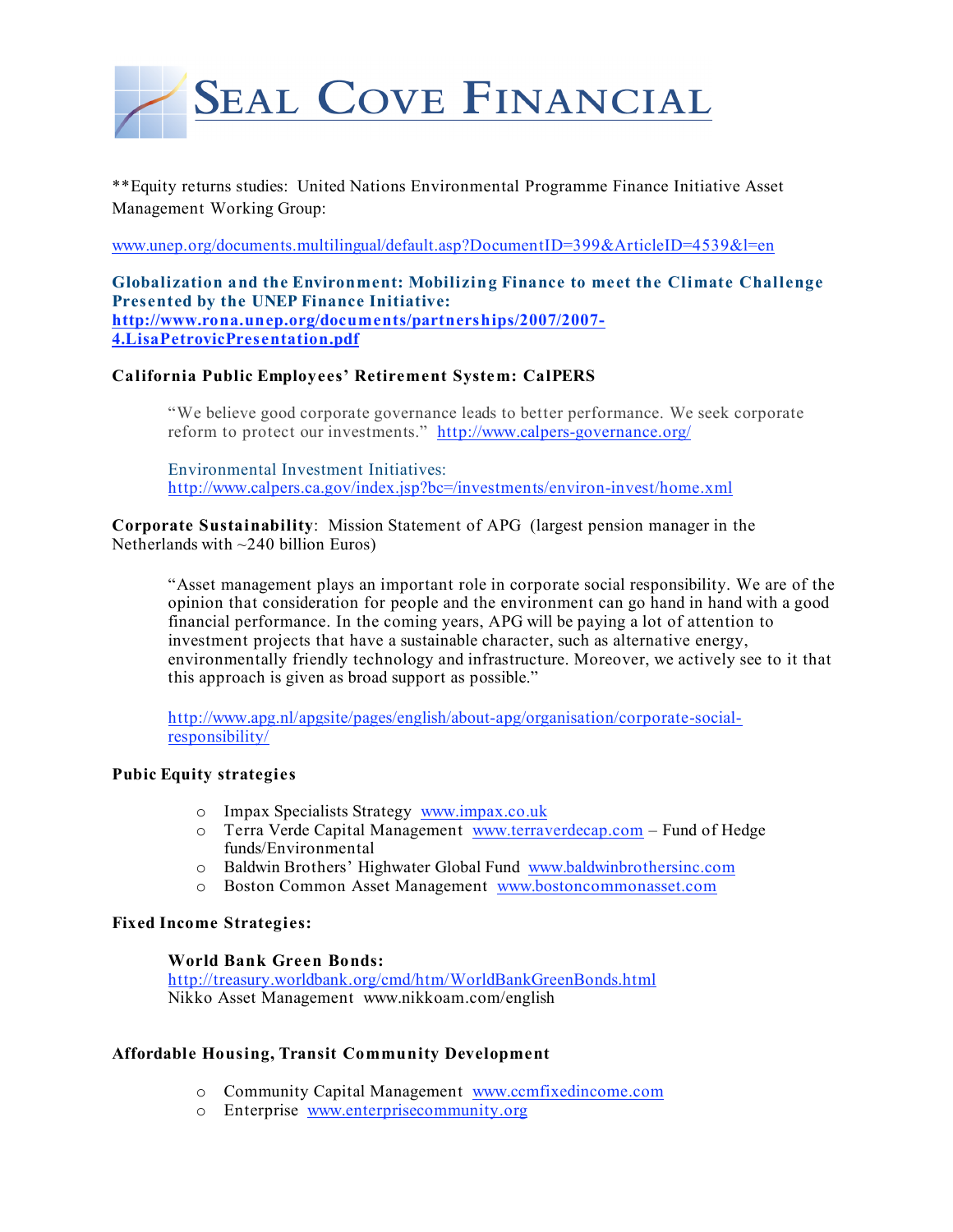# Seal Cove Financial

**Equity returns studies: United Nations Environmental Programme Finance Initiative Asset Management Working Group:

www.unep.org/documents.multilingual/default.asp?DocumentID=399&ArticleID=4539&l=en

**Globalization and the Environment: Mobilizing Finance to meet the Climate Challenge Presented by the UNEP Finance Initiative:**
**http://www.rona.unep.org/documents/partnerships/2007/2007-4.LisaPetrovicPresentation.pdf**

**California Public Employees' Retirement System: CalPERS**

> "We believe good corporate governance leads to better performance. We seek corporate reform to protect our investments." http://www.calpers-governance.org/
>
> Environmental Investment Initiatives:
> http://www.calpers.ca.gov/index.jsp?bc=/investments/environ-invest/home.xml

**Corporate Sustainability**: Mission Statement of APG (largest pension manager in the Netherlands with ~240 billion Euros)

> "Asset management plays an important role in corporate social responsibility. We are of the opinion that consideration for people and the environment can go hand in hand with a good financial performance. In the coming years, APG will be paying a lot of attention to investment projects that have a sustainable character, such as alternative energy, environmentally friendly technology and infrastructure. Moreover, we actively see to it that this approach is given as broad support as possible."
>
> http://www.apg.nl/apgsite/pages/english/about-apg/organisation/corporate-social-responsibility/

**Pubic Equity strategies**

- Impax Specialists Strategy www.impax.co.uk
- Terra Verde Capital Management www.terraverdecap.com – Fund of Hedge funds/Environmental
- Baldwin Brothers' Highwater Global Fund www.baldwinbrothersinc.com
- Boston Common Asset Management www.bostoncommonasset.com

**Fixed Income Strategies:**

> **World Bank Green Bonds:**
> http://treasury.worldbank.org/cmd/htm/WorldBankGreenBonds.html
> Nikko Asset Management www.nikkoam.com/english

**Affordable Housing, Transit Community Development**

- Community Capital Management www.ccmfixedincome.com
- Enterprise www.enterprisecommunity.org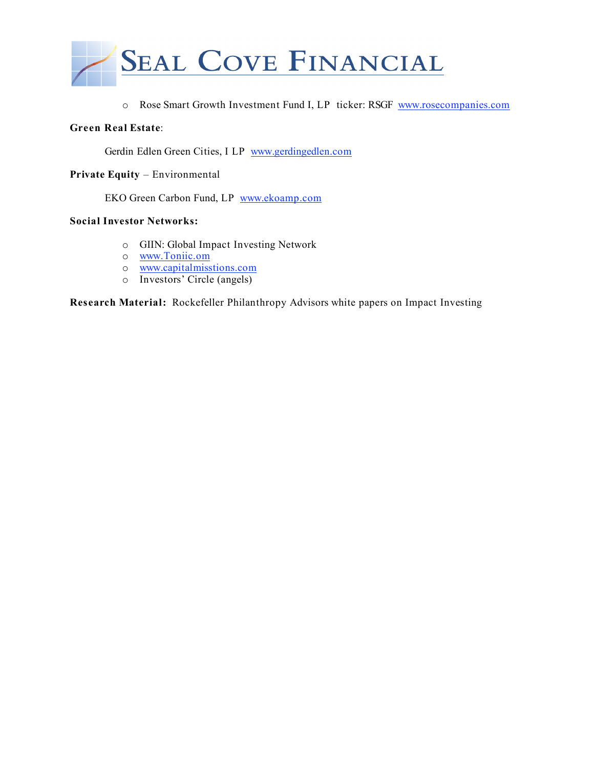- Rose Smart Growth Investment Fund I, LP ticker: RSGF www.rosecompanies.com

**Green Real Estate**:

Gerdin Edlen Green Cities, I LP www.gerdingedlen.com

**Private Equity** – Environmental

EKO Green Carbon Fund, LP www.ekoamp.com

**Social Investor Networks:**

- GIIN: Global Impact Investing Network
- www.Toniic.om
- www.capitalmisstions.com
- Investors' Circle (angels)

**Research Material:** Rockefeller Philanthropy Advisors white papers on Impact Investing